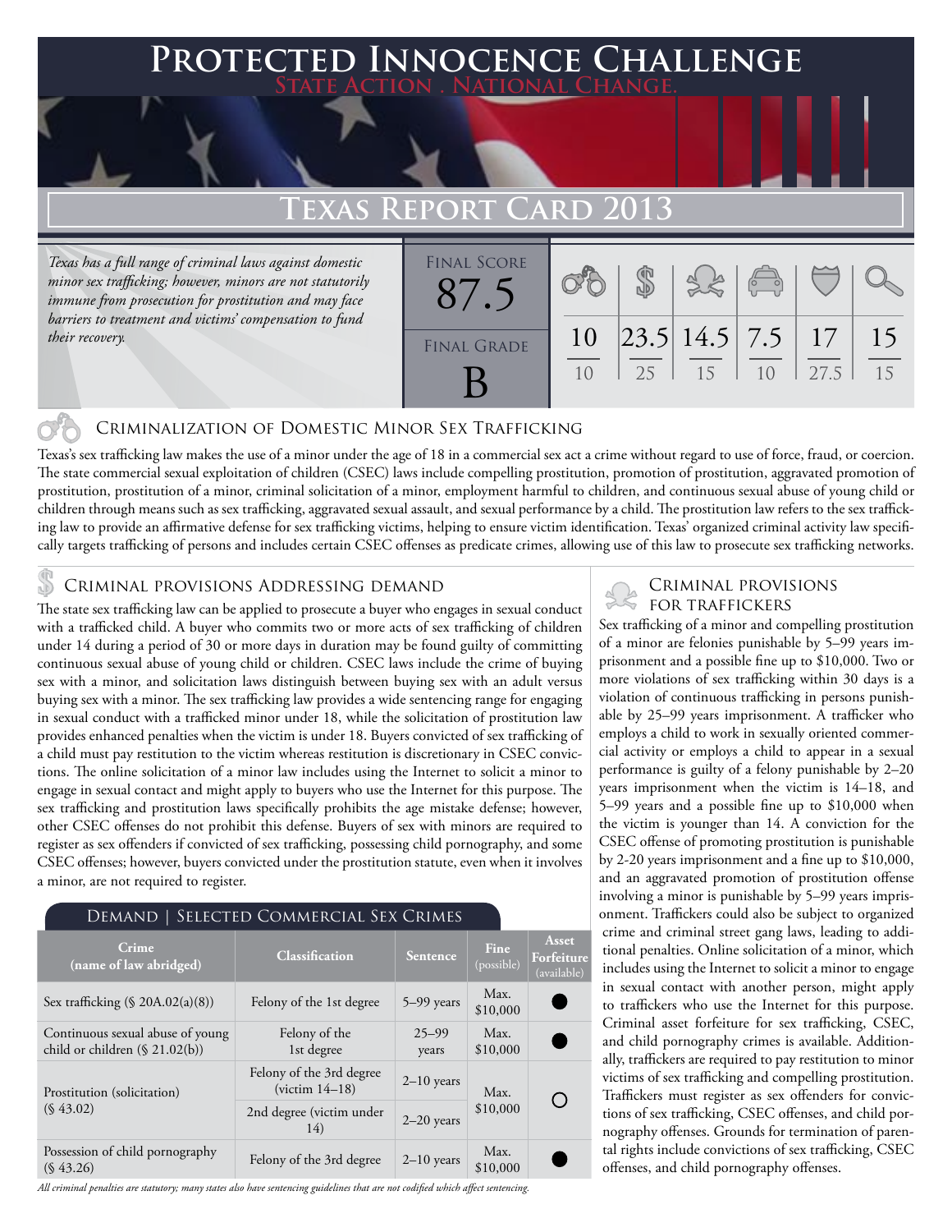# Protected Innocence Challenge

**State Action . National Change.**

## Texas Report Card 2013

*Texas has a full range of criminal laws against domestic minor sex trafficking; however, minors are not statutorily immune from prosecution for prostitution and may face barriers to treatment and victims' compensation to fund their recovery.*

| Final Score | Final Grade | Criminalization | Demand | Traffickers | Facilitators | Protective Provisions | Investigation & Prosecution |
|---|---|---|---|---|---|---|---|
| 87.5 | B | 10/10 | 23.5/25 | 14.5/15 | 7.5/10 | 17/27.5 | 15/15 |

### Criminalization of Domestic Minor Sex Trafficking

Texas's sex trafficking law makes the use of a minor under the age of 18 in a commercial sex act a crime without regard to use of force, fraud, or coercion. The state commercial sexual exploitation of children (CSEC) laws include compelling prostitution, promotion of prostitution, aggravated promotion of prostitution, prostitution of a minor, criminal solicitation of a minor, employment harmful to children, and continuous sexual abuse of young child or children through means such as sex trafficking, aggravated sexual assault, and sexual performance by a child. The prostitution law refers to the sex trafficking law to provide an affirmative defense for sex trafficking victims, helping to ensure victim identification. Texas' organized criminal activity law specifically targets trafficking of persons and includes certain CSEC offenses as predicate crimes, allowing use of this law to prosecute sex trafficking networks.

### Criminal provisions Addressing demand

The state sex trafficking law can be applied to prosecute a buyer who engages in sexual conduct with a trafficked child. A buyer who commits two or more acts of sex trafficking of children under 14 during a period of 30 or more days in duration may be found guilty of committing continuous sexual abuse of young child or children. CSEC laws include the crime of buying sex with a minor, and solicitation laws distinguish between buying sex with an adult versus buying sex with a minor. The sex trafficking law provides a wide sentencing range for engaging in sexual conduct with a trafficked minor under 18, while the solicitation of prostitution law provides enhanced penalties when the victim is under 18. Buyers convicted of sex trafficking of a child must pay restitution to the victim whereas restitution is discretionary in CSEC convictions. The online solicitation of a minor law includes using the Internet to solicit a minor to engage in sexual contact and might apply to buyers who use the Internet for this purpose. The sex trafficking and prostitution laws specifically prohibits the age mistake defense; however, other CSEC offenses do not prohibit this defense. Buyers of sex with minors are required to register as sex offenders if convicted of sex trafficking, possessing child pornography, and some CSEC offenses; however, buyers convicted under the prostitution statute, even when it involves a minor, are not required to register.

#### Demand | Selected Commercial Sex Crimes

| Crime (name of law abridged) | Classification | Sentence | Fine (possible) | Asset Forfeiture (available) |
|---|---|---|---|---|
| Sex trafficking (§ 20A.02(a)(8)) | Felony of the 1st degree | 5–99 years | Max. $10,000 | ● |
| Continuous sexual abuse of young child or children (§ 21.02(b)) | Felony of the 1st degree | 25–99 years | Max. $10,000 | ● |
| Prostitution (solicitation) (§ 43.02) | Felony of the 3rd degree (victim 14–18) | 2–10 years | Max. $10,000 | ○ |
| | 2nd degree (victim under 14) | 2–20 years | | |
| Possession of child pornography (§ 43.26) | Felony of the 3rd degree | 2–10 years | Max. $10,000 | ● |

*All criminal penalties are statutory; many states also have sentencing guidelines that are not codified which affect sentencing.*

### Criminal provisions for traffickers

Sex trafficking of a minor and compelling prostitution of a minor are felonies punishable by 5–99 years imprisonment and a possible fine up to $10,000. Two or more violations of sex trafficking within 30 days is a violation of continuous trafficking in persons punishable by 25–99 years imprisonment. A trafficker who employs a child to work in sexually oriented commercial activity or employs a child to appear in a sexual performance is guilty of a felony punishable by 2–20 years imprisonment when the victim is 14–18, and 5–99 years and a possible fine up to $10,000 when the victim is younger than 14. A conviction for the CSEC offense of promoting prostitution is punishable by 2-20 years imprisonment and a fine up to $10,000, and an aggravated promotion of prostitution offense involving a minor is punishable by 5–99 years imprisonment. Traffickers could also be subject to organized crime and criminal street gang laws, leading to additional penalties. Online solicitation of a minor, which includes using the Internet to solicit a minor to engage in sexual contact with another person, might apply to traffickers who use the Internet for this purpose. Criminal asset forfeiture for sex trafficking, CSEC, and child pornography crimes is available. Additionally, traffickers are required to pay restitution to minor victims of sex trafficking and compelling prostitution. Traffickers must register as sex offenders for convictions of sex trafficking, CSEC offenses, and child pornography offenses. Grounds for termination of parental rights include convictions of sex trafficking, CSEC offenses, and child pornography offenses.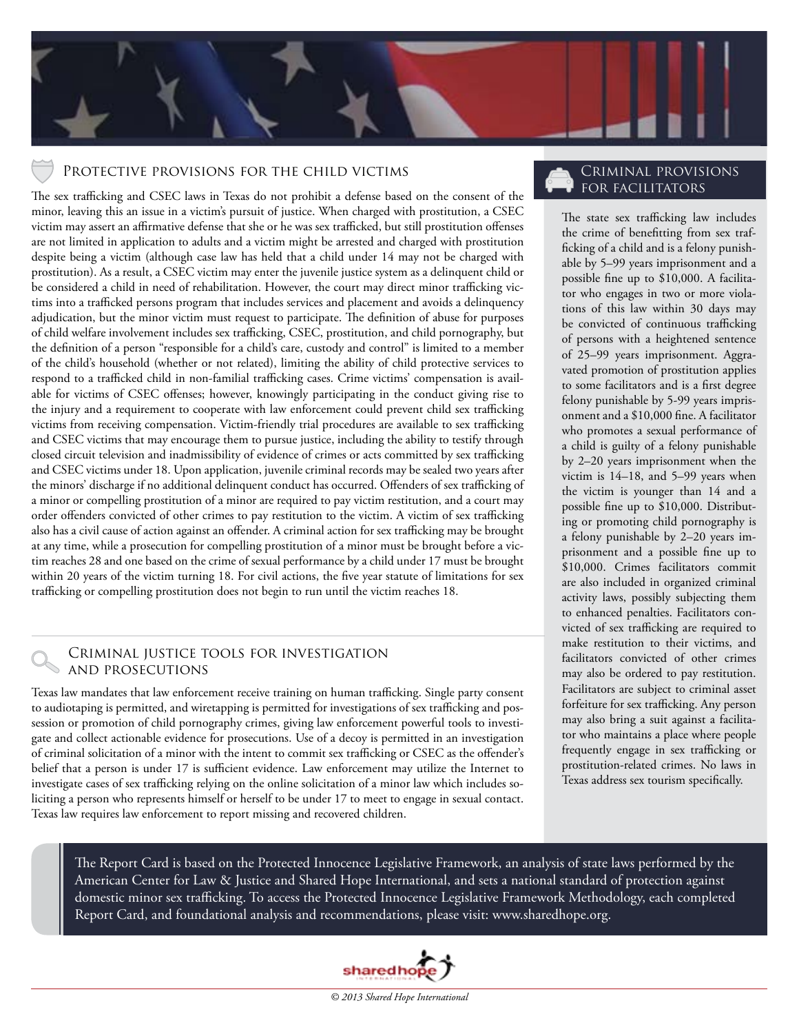## Protective provisions for the child victims

The sex trafficking and CSEC laws in Texas do not prohibit a defense based on the consent of the minor, leaving this an issue in a victim's pursuit of justice. When charged with prostitution, a CSEC victim may assert an affirmative defense that she or he was sex trafficked, but still prostitution offenses are not limited in application to adults and a victim might be arrested and charged with prostitution despite being a victim (although case law has held that a child under 14 may not be charged with prostitution). As a result, a CSEC victim may enter the juvenile justice system as a delinquent child or be considered a child in need of rehabilitation. However, the court may direct minor trafficking victims into a trafficked persons program that includes services and placement and avoids a delinquency adjudication, but the minor victim must request to participate. The definition of abuse for purposes of child welfare involvement includes sex trafficking, CSEC, prostitution, and child pornography, but the definition of a person "responsible for a child's care, custody and control" is limited to a member of the child's household (whether or not related), limiting the ability of child protective services to respond to a trafficked child in non-familial trafficking cases. Crime victims' compensation is available for victims of CSEC offenses; however, knowingly participating in the conduct giving rise to the injury and a requirement to cooperate with law enforcement could prevent child sex trafficking victims from receiving compensation. Victim-friendly trial procedures are available to sex trafficking and CSEC victims that may encourage them to pursue justice, including the ability to testify through closed circuit television and inadmissibility of evidence of crimes or acts committed by sex trafficking and CSEC victims under 18. Upon application, juvenile criminal records may be sealed two years after the minors' discharge if no additional delinquent conduct has occurred. Offenders of sex trafficking of a minor or compelling prostitution of a minor are required to pay victim restitution, and a court may order offenders convicted of other crimes to pay restitution to the victim. A victim of sex trafficking also has a civil cause of action against an offender. A criminal action for sex trafficking may be brought at any time, while a prosecution for compelling prostitution of a minor must be brought before a victim reaches 28 and one based on the crime of sexual performance by a child under 17 must be brought within 20 years of the victim turning 18. For civil actions, the five year statute of limitations for sex trafficking or compelling prostitution does not begin to run until the victim reaches 18.

## Criminal justice tools for investigation and prosecutions

Texas law mandates that law enforcement receive training on human trafficking. Single party consent to audiotaping is permitted, and wiretapping is permitted for investigations of sex trafficking and possession or promotion of child pornography crimes, giving law enforcement powerful tools to investigate and collect actionable evidence for prosecutions. Use of a decoy is permitted in an investigation of criminal solicitation of a minor with the intent to commit sex trafficking or CSEC as the offender's belief that a person is under 17 is sufficient evidence. Law enforcement may utilize the Internet to investigate cases of sex trafficking relying on the online solicitation of a minor law which includes soliciting a person who represents himself or herself to be under 17 to meet to engage in sexual contact. Texas law requires law enforcement to report missing and recovered children.

## Criminal provisions for facilitators

The state sex trafficking law includes the crime of benefitting from sex trafficking of a child and is a felony punishable by 5–99 years imprisonment and a possible fine up to $10,000. A facilitator who engages in two or more violations of this law within 30 days may be convicted of continuous trafficking of persons with a heightened sentence of 25–99 years imprisonment. Aggravated promotion of prostitution applies to some facilitators and is a first degree felony punishable by 5-99 years imprisonment and a $10,000 fine. A facilitator who promotes a sexual performance of a child is guilty of a felony punishable by 2–20 years imprisonment when the victim is 14–18, and 5–99 years when the victim is younger than 14 and a possible fine up to $10,000. Distributing or promoting child pornography is a felony punishable by 2–20 years imprisonment and a possible fine up to $10,000. Crimes facilitators commit are also included in organized criminal activity laws, possibly subjecting them to enhanced penalties. Facilitators convicted of sex trafficking are required to make restitution to their victims, and facilitators convicted of other crimes may also be ordered to pay restitution. Facilitators are subject to criminal asset forfeiture for sex trafficking. Any person may also bring a suit against a facilitator who maintains a place where people frequently engage in sex trafficking or prostitution-related crimes. No laws in Texas address sex tourism specifically.

The Report Card is based on the Protected Innocence Legislative Framework, an analysis of state laws performed by the American Center for Law & Justice and Shared Hope International, and sets a national standard of protection against domestic minor sex trafficking. To access the Protected Innocence Legislative Framework Methodology, each completed Report Card, and foundational analysis and recommendations, please visit: www.sharedhope.org.

*© 2013 Shared Hope International*